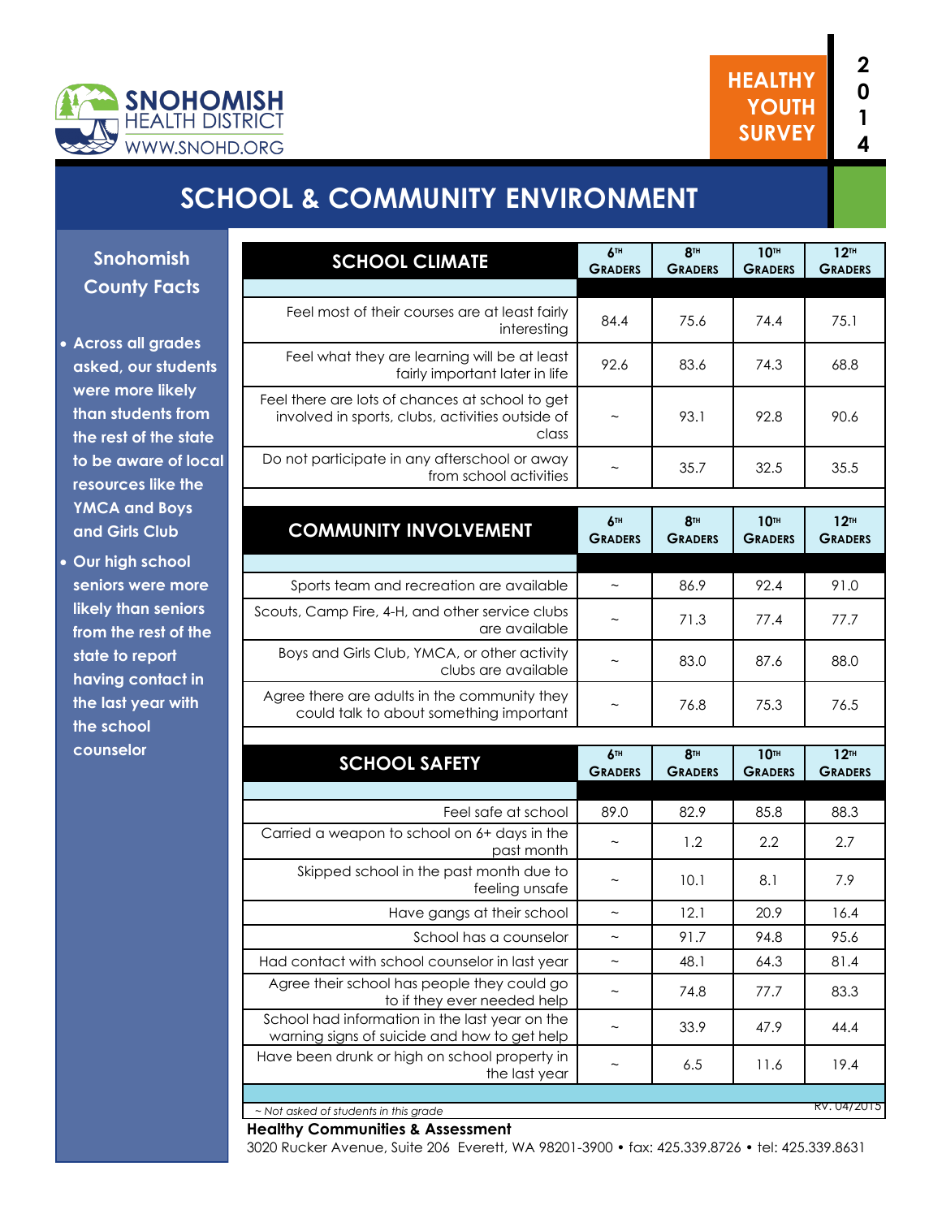SNOHOMISH HEALTH DISTRICT
WWW.SNOHD.ORG

**HEALTHY YOUTH SURVEY 2014**

# SCHOOL & COMMUNITY ENVIRONMENT

## Snohomish County Facts

- Across all grades asked, our students were more likely than students from the rest of the state to be aware of local resources like the YMCA and Boys and Girls Club
- Our high school seniors were more likely than seniors from the rest of the state to report having contact in the last year with the school counselor

| SCHOOL CLIMATE | 6TH GRADERS | 8TH GRADERS | 10TH GRADERS | 12TH GRADERS |
|---|---|---|---|---|
| Feel most of their courses are at least fairly interesting | 84.4 | 75.6 | 74.4 | 75.1 |
| Feel what they are learning will be at least fairly important later in life | 92.6 | 83.6 | 74.3 | 68.8 |
| Feel there are lots of chances at school to get involved in sports, clubs, activities outside of class | ~ | 93.1 | 92.8 | 90.6 |
| Do not participate in any afterschool or away from school activities | ~ | 35.7 | 32.5 | 35.5 |

| COMMUNITY INVOLVEMENT | 6TH GRADERS | 8TH GRADERS | 10TH GRADERS | 12TH GRADERS |
|---|---|---|---|---|
| Sports team and recreation are available | ~ | 86.9 | 92.4 | 91.0 |
| Scouts, Camp Fire, 4-H, and other service clubs are available | ~ | 71.3 | 77.4 | 77.7 |
| Boys and Girls Club, YMCA, or other activity clubs are available | ~ | 83.0 | 87.6 | 88.0 |
| Agree there are adults in the community they could talk to about something important | ~ | 76.8 | 75.3 | 76.5 |

| SCHOOL SAFETY | 6TH GRADERS | 8TH GRADERS | 10TH GRADERS | 12TH GRADERS |
|---|---|---|---|---|
| Feel safe at school | 89.0 | 82.9 | 85.8 | 88.3 |
| Carried a weapon to school on 6+ days in the past month | ~ | 1.2 | 2.2 | 2.7 |
| Skipped school in the past month due to feeling unsafe | ~ | 10.1 | 8.1 | 7.9 |
| Have gangs at their school | ~ | 12.1 | 20.9 | 16.4 |
| School has a counselor | ~ | 91.7 | 94.8 | 95.6 |
| Had contact with school counselor in last year | ~ | 48.1 | 64.3 | 81.4 |
| Agree their school has people they could go to if they ever needed help | ~ | 74.8 | 77.7 | 83.3 |
| School had information in the last year on the warning signs of suicide and how to get help | ~ | 33.9 | 47.9 | 44.4 |
| Have been drunk or high on school property in the last year | ~ | 6.5 | 11.6 | 19.4 |

*~ Not asked of students in this grade*

RV. 04/2015

**Healthy Communities & Assessment**
3020 Rucker Avenue, Suite 206 Everett, WA 98201-3900 • fax: 425.339.8726 • tel: 425.339.8631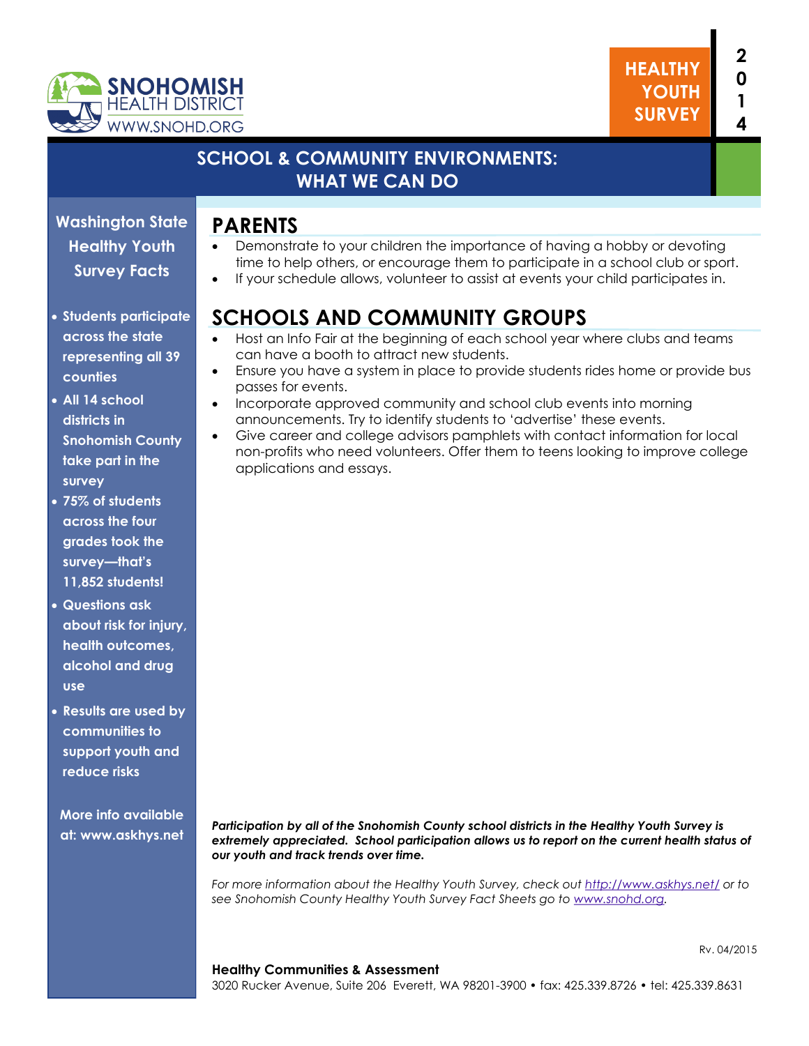**SNOHOMISH HEALTH DISTRICT**
WWW.SNOHD.ORG

**HEALTHY YOUTH SURVEY 2014**

## SCHOOL & COMMUNITY ENVIRONMENTS: WHAT WE CAN DO

### Washington State Healthy Youth Survey Facts

- **Students participate across the state representing all 39 counties**
- **All 14 school districts in Snohomish County take part in the survey**
- **75% of students across the four grades took the survey—that's 11,852 students!**
- **Questions ask about risk for injury, health outcomes, alcohol and drug use**
- **Results are used by communities to support youth and reduce risks**

**More info available at: www.askhys.net**

## PARENTS

- Demonstrate to your children the importance of having a hobby or devoting time to help others, or encourage them to participate in a school club or sport.
- If your schedule allows, volunteer to assist at events your child participates in.

## SCHOOLS AND COMMUNITY GROUPS

- Host an Info Fair at the beginning of each school year where clubs and teams can have a booth to attract new students.
- Ensure you have a system in place to provide students rides home or provide bus passes for events.
- Incorporate approved community and school club events into morning announcements. Try to identify students to 'advertise' these events.
- Give career and college advisors pamphlets with contact information for local non-profits who need volunteers. Offer them to teens looking to improve college applications and essays.

***Participation by all of the Snohomish County school districts in the Healthy Youth Survey is extremely appreciated. School participation allows us to report on the current health status of our youth and track trends over time.***

*For more information about the Healthy Youth Survey, check out http://www.askhys.net/ or to see Snohomish County Healthy Youth Survey Fact Sheets go to www.snohd.org.*

Rv. 04/2015

**Healthy Communities & Assessment**
3020 Rucker Avenue, Suite 206 Everett, WA 98201-3900 • fax: 425.339.8726 • tel: 425.339.8631